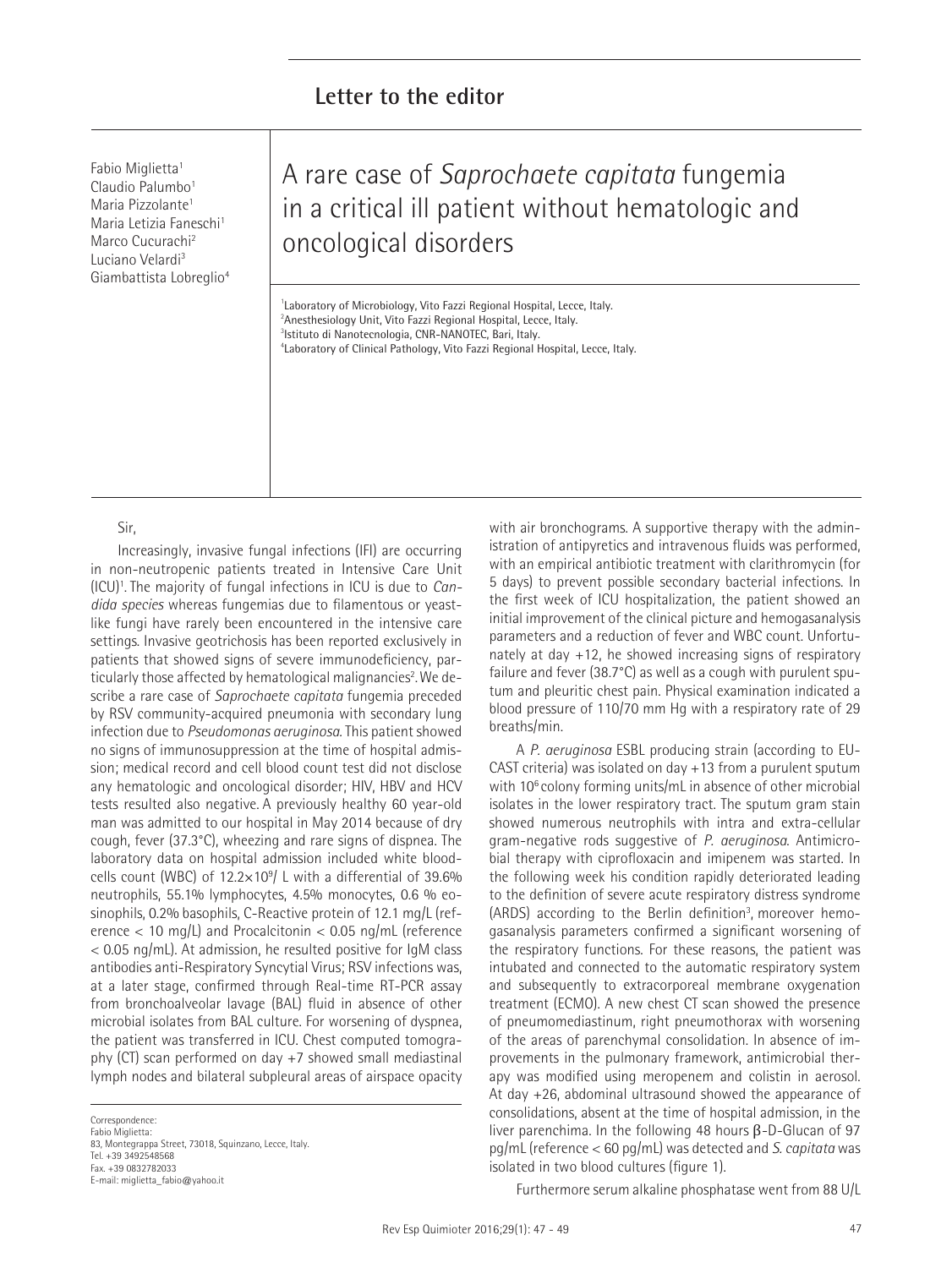## Letter to the editor

Fabio Miglietta[1]
Claudio Palumbo[1]
Maria Pizzolante[1]
Maria Letizia Faneschi[1]
Marco Cucurachi[2]
Luciano Velardi[3]
Giambattista Lobreglio[4]

# A rare case of *Saprochaete capitata* fungemia in a critical ill patient without hematologic and oncological disorders

[1]Laboratory of Microbiology, Vito Fazzi Regional Hospital, Lecce, Italy.
[2]Anesthesiology Unit, Vito Fazzi Regional Hospital, Lecce, Italy.
[3]Istituto di Nanotecnologia, CNR-NANOTEC, Bari, Italy.
[4]Laboratory of Clinical Pathology, Vito Fazzi Regional Hospital, Lecce, Italy.

Sir,

Increasingly, invasive fungal infections (IFI) are occurring in non-neutropenic patients treated in Intensive Care Unit (ICU)[1]. The majority of fungal infections in ICU is due to *Candida species* whereas fungemias due to filamentous or yeast-like fungi have rarely been encountered in the intensive care settings. Invasive geotrichosis has been reported exclusively in patients that showed signs of severe immunodeficiency, particularly those affected by hematological malignancies[2]. We describe a rare case of *Saprochaete capitata* fungemia preceded by RSV community-acquired pneumonia with secondary lung infection due to *Pseudomonas aeruginosa.* This patient showed no signs of immunosuppression at the time of hospital admission; medical record and cell blood count test did not disclose any hematologic and oncological disorder; HIV, HBV and HCV tests resulted also negative. A previously healthy 60 year-old man was admitted to our hospital in May 2014 because of dry cough, fever (37.3°C), wheezing and rare signs of dispnea. The laboratory data on hospital admission included white blood-cells count (WBC) of $12.2\times10^9$/ L with a differential of 39.6% neutrophils, 55.1% lymphocytes, 4.5% monocytes, 0.6 % eosinophils, 0.2% basophils, C-Reactive protein of 12.1 mg/L (reference < 10 mg/L) and Procalcitonin < 0.05 ng/mL (reference < 0.05 ng/mL). At admission, he resulted positive for IgM class antibodies anti-Respiratory Syncytial Virus; RSV infections was, at a later stage, confirmed through Real-time RT-PCR assay from bronchoalveolar lavage (BAL) fluid in absence of other microbial isolates from BAL culture. For worsening of dyspnea, the patient was transferred in ICU. Chest computed tomography (CT) scan performed on day +7 showed small mediastinal lymph nodes and bilateral subpleural areas of airspace opacity with air bronchograms. A supportive therapy with the administration of antipyretics and intravenous fluids was performed, with an empirical antibiotic treatment with clarithromycin (for 5 days) to prevent possible secondary bacterial infections. In the first week of ICU hospitalization, the patient showed an initial improvement of the clinical picture and hemogasanalysis parameters and a reduction of fever and WBC count. Unfortunately at day +12, he showed increasing signs of respiratory failure and fever (38.7°C) as well as a cough with purulent sputum and pleuritic chest pain. Physical examination indicated a blood pressure of 110/70 mm Hg with a respiratory rate of 29 breaths/min.

A *P. aeruginosa* ESBL producing strain (according to EUCAST criteria) was isolated on day +13 from a purulent sputum with $10^6$ colony forming units/mL in absence of other microbial isolates in the lower respiratory tract. The sputum gram stain showed numerous neutrophils with intra and extra-cellular gram-negative rods suggestive of *P. aeruginosa*. Antimicrobial therapy with ciprofloxacin and imipenem was started. In the following week his condition rapidly deteriorated leading to the definition of severe acute respiratory distress syndrome (ARDS) according to the Berlin definition[3], moreover hemogasanalysis parameters confirmed a significant worsening of the respiratory functions. For these reasons, the patient was intubated and connected to the automatic respiratory system and subsequently to extracorporeal membrane oxygenation treatment (ECMO). A new chest CT scan showed the presence of pneumomediastinum, right pneumothorax with worsening of the areas of parenchymal consolidation. In absence of improvements in the pulmonary framework, antimicrobial therapy was modified using meropenem and colistin in aerosol. At day +26, abdominal ultrasound showed the appearance of consolidations, absent at the time of hospital admission, in the liver parenchima. In the following 48 hours β-D-Glucan of 97 pg/mL (reference < 60 pg/mL) was detected and *S. capitata* was isolated in two blood cultures (figure 1).

Furthermore serum alkaline phosphatase went from 88 U/L

Correspondence:
Fabio Miglietta:
83, Montegrappa Street, 73018, Squinzano, Lecce, Italy.
Tel. +39 3492548568
Fax. +39 0832782033
E-mail: miglietta_fabio@yahoo.it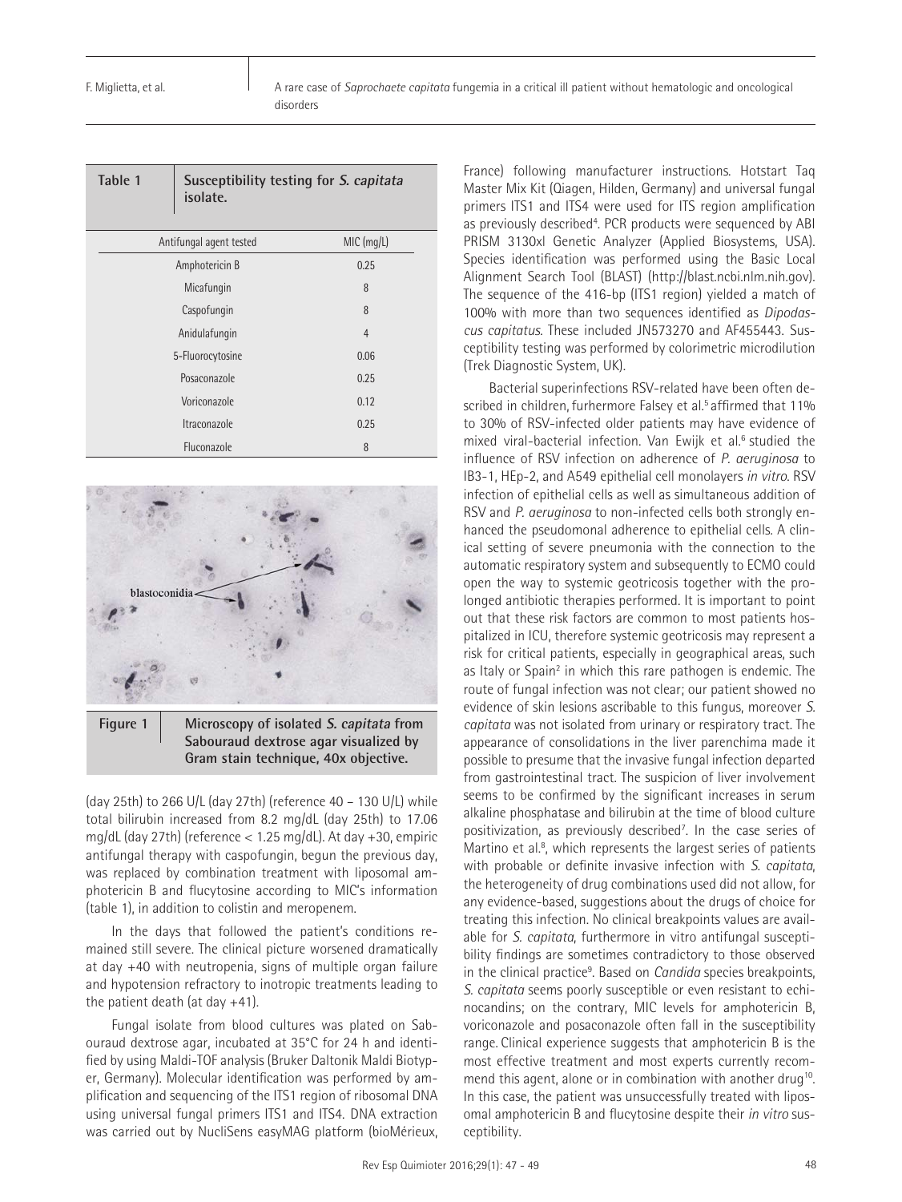| Antifungal agent tested | MIC (mg/L) |
|---|---|
| Amphotericin B | 0.25 |
| Micafungin | 8 |
| Caspofungin | 8 |
| Anidulafungin | 4 |
| 5-Fluorocytosine | 0.06 |
| Posaconazole | 0.25 |
| Voriconazole | 0.12 |
| Itraconazole | 0.25 |
| Fluconazole | 8 |

**Table 1** Susceptibility testing for *S. capitata* isolate.

**Figure 1** Microscopy of isolated *S. capitata* from Sabouraud dextrose agar visualized by Gram stain technique, 40x objective.

(day 25th) to 266 U/L (day 27th) (reference 40 – 130 U/L) while total bilirubin increased from 8.2 mg/dL (day 25th) to 17.06 mg/dL (day 27th) (reference < 1.25 mg/dL). At day +30, empiric antifungal therapy with caspofungin, begun the previous day, was replaced by combination treatment with liposomal amphotericin B and flucytosine according to MIC's information (table 1), in addition to colistin and meropenem.

In the days that followed the patient's conditions remained still severe. The clinical picture worsened dramatically at day +40 with neutropenia, signs of multiple organ failure and hypotension refractory to inotropic treatments leading to the patient death (at day +41).

Fungal isolate from blood cultures was plated on Sabouraud dextrose agar, incubated at 35°C for 24 h and identified by using Maldi-TOF analysis (Bruker Daltonik Maldi Biotyper, Germany). Molecular identification was performed by amplification and sequencing of the ITS1 region of ribosomal DNA using universal fungal primers ITS1 and ITS4. DNA extraction was carried out by NucliSens easyMAG platform (bioMérieux, France) following manufacturer instructions. Hotstart Taq Master Mix Kit (Qiagen, Hilden, Germany) and universal fungal primers ITS1 and ITS4 were used for ITS region amplification as previously described[4]. PCR products were sequenced by ABI PRISM 3130xl Genetic Analyzer (Applied Biosystems, USA). Species identification was performed using the Basic Local Alignment Search Tool (BLAST) (http://blast.ncbi.nlm.nih.gov). The sequence of the 416-bp (ITS1 region) yielded a match of 100% with more than two sequences identified as *Dipodascus capitatus*. These included JN573270 and AF455443. Susceptibility testing was performed by colorimetric microdilution (Trek Diagnostic System, UK).

Bacterial superinfections RSV-related have been often described in children, furhermore Falsey et al.[5] affirmed that 11% to 30% of RSV-infected older patients may have evidence of mixed viral-bacterial infection. Van Ewijk et al.[6] studied the influence of RSV infection on adherence of *P. aeruginosa* to IB3-1, HEp-2, and A549 epithelial cell monolayers *in vitro*. RSV infection of epithelial cells as well as simultaneous addition of RSV and *P. aeruginosa* to non-infected cells both strongly enhanced the pseudomonal adherence to epithelial cells. A clinical setting of severe pneumonia with the connection to the automatic respiratory system and subsequently to ECMO could open the way to systemic geotricosis together with the prolonged antibiotic therapies performed. It is important to point out that these risk factors are common to most patients hospitalized in ICU, therefore systemic geotricosis may represent a risk for critical patients, especially in geographical areas, such as Italy or Spain[2] in which this rare pathogen is endemic. The route of fungal infection was not clear; our patient showed no evidence of skin lesions ascribable to this fungus, moreover *S. capitata* was not isolated from urinary or respiratory tract. The appearance of consolidations in the liver parenchima made it possible to presume that the invasive fungal infection departed from gastrointestinal tract. The suspicion of liver involvement seems to be confirmed by the significant increases in serum alkaline phosphatase and bilirubin at the time of blood culture positivization, as previously described[7]. In the case series of Martino et al.[8], which represents the largest series of patients with probable or definite invasive infection with *S. capitata*, the heterogeneity of drug combinations used did not allow, for any evidence-based, suggestions about the drugs of choice for treating this infection. No clinical breakpoints values are available for *S. capitata*, furthermore in vitro antifungal susceptibility findings are sometimes contradictory to those observed in the clinical practice[9]. Based on *Candida* species breakpoints, *S. capitata* seems poorly susceptible or even resistant to echinocandins; on the contrary, MIC levels for amphotericin B, voriconazole and posaconazole often fall in the susceptibility range. Clinical experience suggests that amphotericin B is the most effective treatment and most experts currently recommend this agent, alone or in combination with another drug[10]. In this case, the patient was unsuccessfully treated with liposomal amphotericin B and flucytosine despite their *in vitro* susceptibility.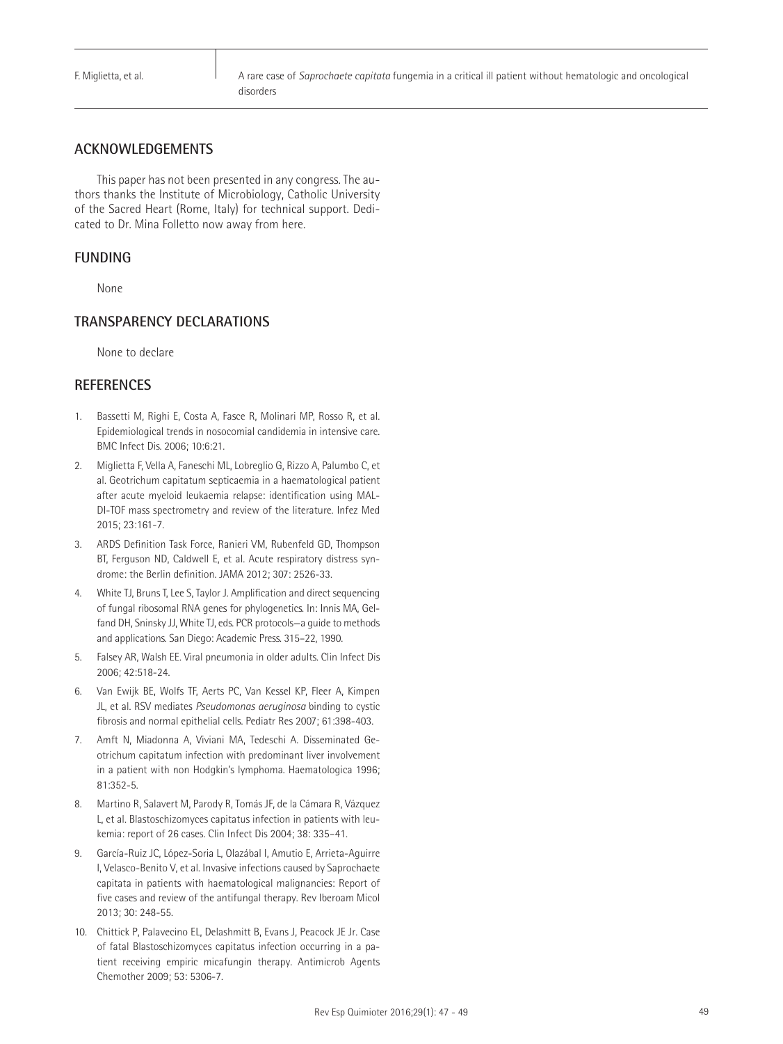## ACKNOWLEDGEMENTS

This paper has not been presented in any congress. The authors thanks the Institute of Microbiology, Catholic University of the Sacred Heart (Rome, Italy) for technical support. Dedicated to Dr. Mina Folletto now away from here.

## FUNDING

None

## TRANSPARENCY DECLARATIONS

None to declare

## REFERENCES

1. Bassetti M, Righi E, Costa A, Fasce R, Molinari MP, Rosso R, et al. Epidemiological trends in nosocomial candidemia in intensive care. BMC Infect Dis. 2006; 10:6:21.
2. Miglietta F, Vella A, Faneschi ML, Lobreglio G, Rizzo A, Palumbo C, et al. Geotrichum capitatum septicaemia in a haematological patient after acute myeloid leukaemia relapse: identification using MALDI-TOF mass spectrometry and review of the literature. Infez Med 2015; 23:161-7.
3. ARDS Definition Task Force, Ranieri VM, Rubenfeld GD, Thompson BT, Ferguson ND, Caldwell E, et al. Acute respiratory distress syndrome: the Berlin definition. JAMA 2012; 307: 2526-33.
4. White TJ, Bruns T, Lee S, Taylor J. Amplification and direct sequencing of fungal ribosomal RNA genes for phylogenetics. In: Innis MA, Gelfand DH, Sninsky JJ, White TJ, eds. PCR protocols—a guide to methods and applications. San Diego: Academic Press. 315–22, 1990.
5. Falsey AR, Walsh EE. Viral pneumonia in older adults. Clin Infect Dis 2006; 42:518-24.
6. Van Ewijk BE, Wolfs TF, Aerts PC, Van Kessel KP, Fleer A, Kimpen JL, et al. RSV mediates *Pseudomonas aeruginosa* binding to cystic fibrosis and normal epithelial cells. Pediatr Res 2007; 61:398-403.
7. Amft N, Miadonna A, Viviani MA, Tedeschi A. Disseminated Geotrichum capitatum infection with predominant liver involvement in a patient with non Hodgkin's lymphoma. Haematologica 1996; 81:352-5.
8. Martino R, Salavert M, Parody R, Tomás JF, de la Cámara R, Vázquez L, et al. Blastoschizomyces capitatus infection in patients with leukemia: report of 26 cases. Clin Infect Dis 2004; 38: 335–41.
9. García-Ruiz JC, López-Soria L, Olazábal I, Amutio E, Arrieta-Aguirre I, Velasco-Benito V, et al. Invasive infections caused by Saprochaete capitata in patients with haematological malignancies: Report of five cases and review of the antifungal therapy. Rev Iberoam Micol 2013; 30: 248-55.
10. Chittick P, Palavecino EL, Delashmitt B, Evans J, Peacock JE Jr. Case of fatal Blastoschizomyces capitatus infection occurring in a patient receiving empiric micafungin therapy. Antimicrob Agents Chemother 2009; 53: 5306-7.